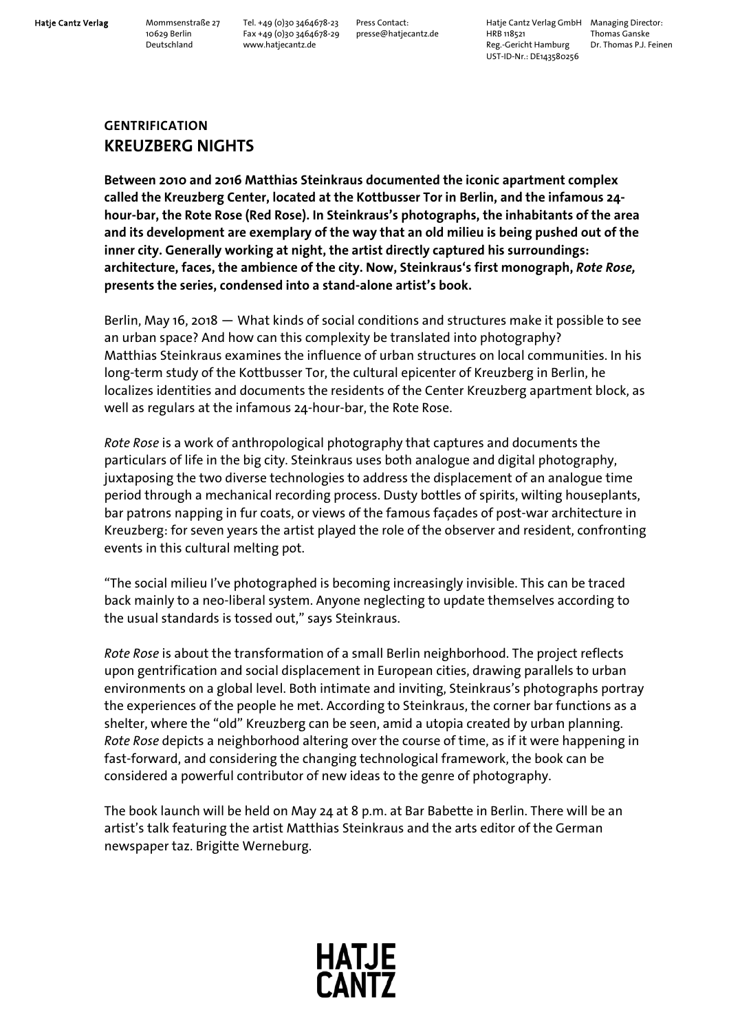## GENTRIFICATION
# KREUZBERG NIGHTS

**Between 2010 and 2016 Matthias Steinkraus documented the iconic apartment complex called the Kreuzberg Center, located at the Kottbusser Tor in Berlin, and the infamous 24-hour-bar, the Rote Rose (Red Rose). In Steinkraus's photographs, the inhabitants of the area and its development are exemplary of the way that an old milieu is being pushed out of the inner city. Generally working at night, the artist directly captured his surroundings: architecture, faces, the ambience of the city. Now, Steinkraus's first monograph, *Rote Rose,* presents the series, condensed into a stand-alone artist's book.**

Berlin, May 16, 2018 — What kinds of social conditions and structures make it possible to see an urban space? And how can this complexity be translated into photography? Matthias Steinkraus examines the influence of urban structures on local communities. In his long-term study of the Kottbusser Tor, the cultural epicenter of Kreuzberg in Berlin, he localizes identities and documents the residents of the Center Kreuzberg apartment block, as well as regulars at the infamous 24-hour-bar, the Rote Rose.

*Rote Rose* is a work of anthropological photography that captures and documents the particulars of life in the big city. Steinkraus uses both analogue and digital photography, juxtaposing the two diverse technologies to address the displacement of an analogue time period through a mechanical recording process. Dusty bottles of spirits, wilting houseplants, bar patrons napping in fur coats, or views of the famous façades of post-war architecture in Kreuzberg: for seven years the artist played the role of the observer and resident, confronting events in this cultural melting pot.

"The social milieu I've photographed is becoming increasingly invisible. This can be traced back mainly to a neo-liberal system. Anyone neglecting to update themselves according to the usual standards is tossed out," says Steinkraus.

*Rote Rose* is about the transformation of a small Berlin neighborhood. The project reflects upon gentrification and social displacement in European cities, drawing parallels to urban environments on a global level. Both intimate and inviting, Steinkraus's photographs portray the experiences of the people he met. According to Steinkraus, the corner bar functions as a shelter, where the "old" Kreuzberg can be seen, amid a utopia created by urban planning. *Rote Rose* depicts a neighborhood altering over the course of time, as if it were happening in fast-forward, and considering the changing technological framework, the book can be considered a powerful contributor of new ideas to the genre of photography.

The book launch will be held on May 24 at 8 p.m. at Bar Babette in Berlin. There will be an artist's talk featuring the artist Matthias Steinkraus and the arts editor of the German newspaper taz. Brigitte Werneburg.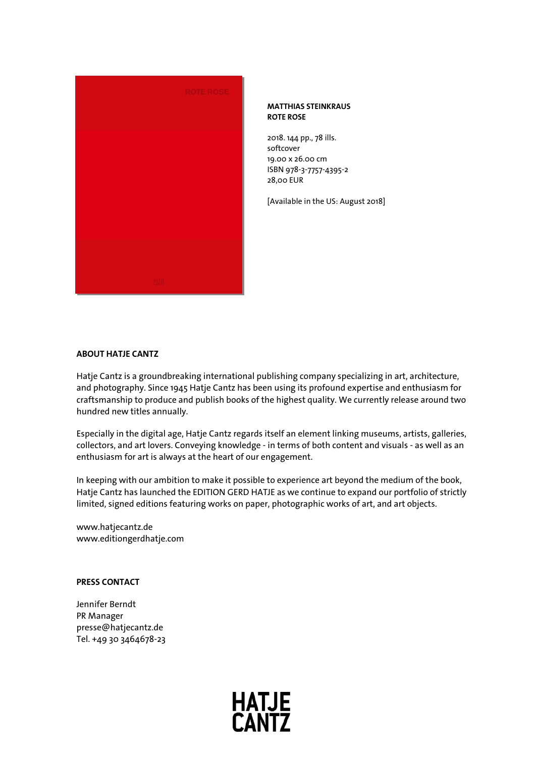**MATTHIAS STEINKRAUS**
**ROTE ROSE**

2018. 144 pp., 78 ills.
softcover
19.00 x 26.00 cm
ISBN 978-3-7757-4395-2
28,00 EUR

[Available in the US: August 2018]

**ABOUT HATJE CANTZ**

Hatje Cantz is a groundbreaking international publishing company specializing in art, architecture, and photography. Since 1945 Hatje Cantz has been using its profound expertise and enthusiasm for craftsmanship to produce and publish books of the highest quality. We currently release around two hundred new titles annually.

Especially in the digital age, Hatje Cantz regards itself an element linking museums, artists, galleries, collectors, and art lovers. Conveying knowledge - in terms of both content and visuals - as well as an enthusiasm for art is always at the heart of our engagement.

In keeping with our ambition to make it possible to experience art beyond the medium of the book, Hatje Cantz has launched the EDITION GERD HATJE as we continue to expand our portfolio of strictly limited, signed editions featuring works on paper, photographic works of art, and art objects.

www.hatjecantz.de
www.editiongerdhatje.com

**PRESS CONTACT**

Jennifer Berndt
PR Manager
presse@hatjecantz.de
Tel. +49 30 3464678-23

HATJE
CANTZ